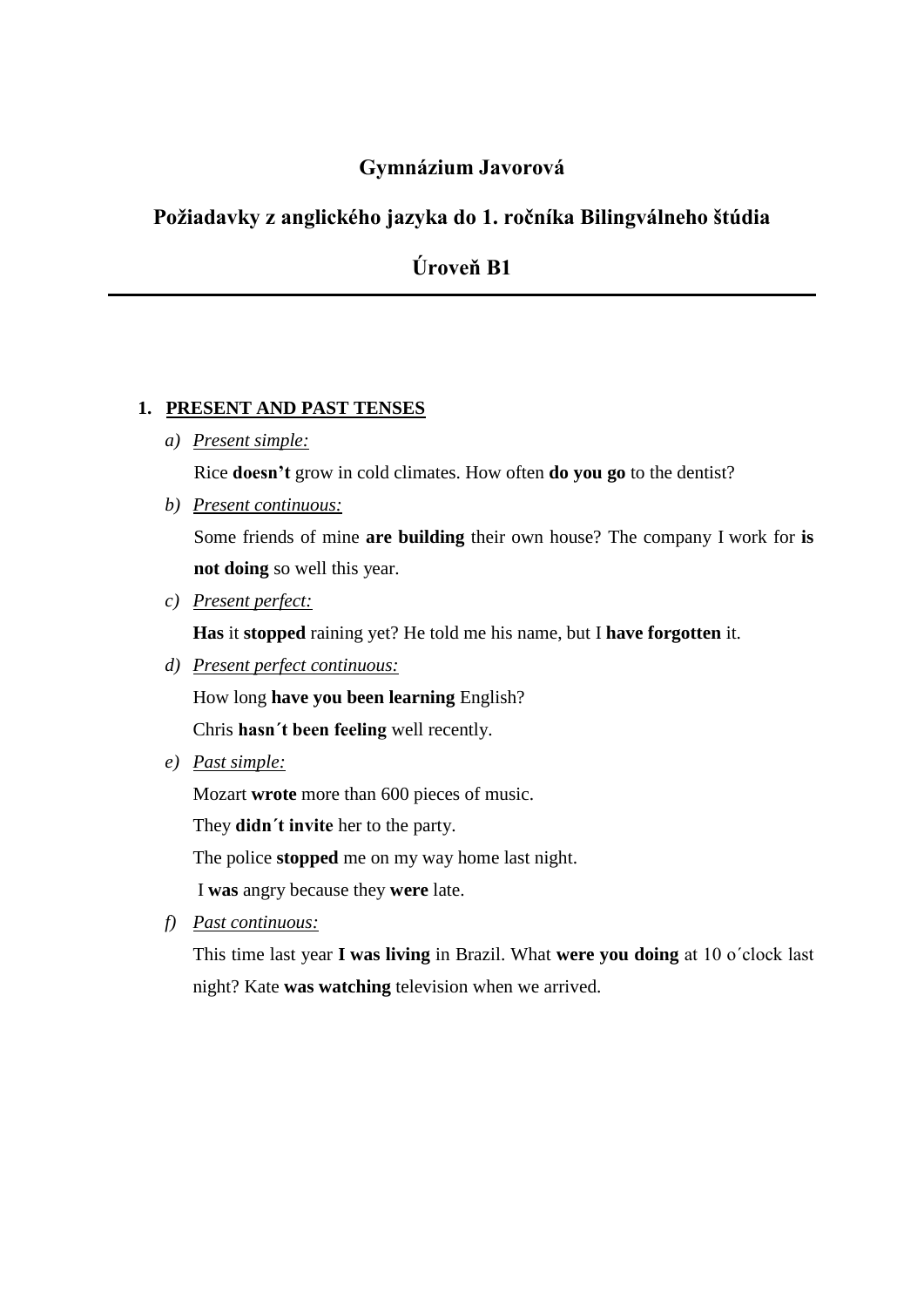# Gymnázium Javorová

## Požiadavky z anglického jazyka do 1. ročníka Bilingválneho štúdia

## Úroveň B1

---

### 1. PRESENT AND PAST TENSES

a) *Present simple:*

Rice **doesn't** grow in cold climates. How often **do you go** to the dentist?

b) *Present continuous:*

Some friends of mine **are building** their own house? The company I work for **is not doing** so well this year.

c) *Present perfect:*

**Has** it **stopped** raining yet? He told me his name, but I **have forgotten** it.

d) *Present perfect continuous:*

How long **have you been learning** English?

Chris **hasn´t been feeling** well recently.

e) *Past simple:*

Mozart **wrote** more than 600 pieces of music.

They **didn´t invite** her to the party.

The police **stopped** me on my way home last night.

I **was** angry because they **were** late.

f) *Past continuous:*

This time last year **I was living** in Brazil. What **were you doing** at 10 o´clock last night? Kate **was watching** television when we arrived.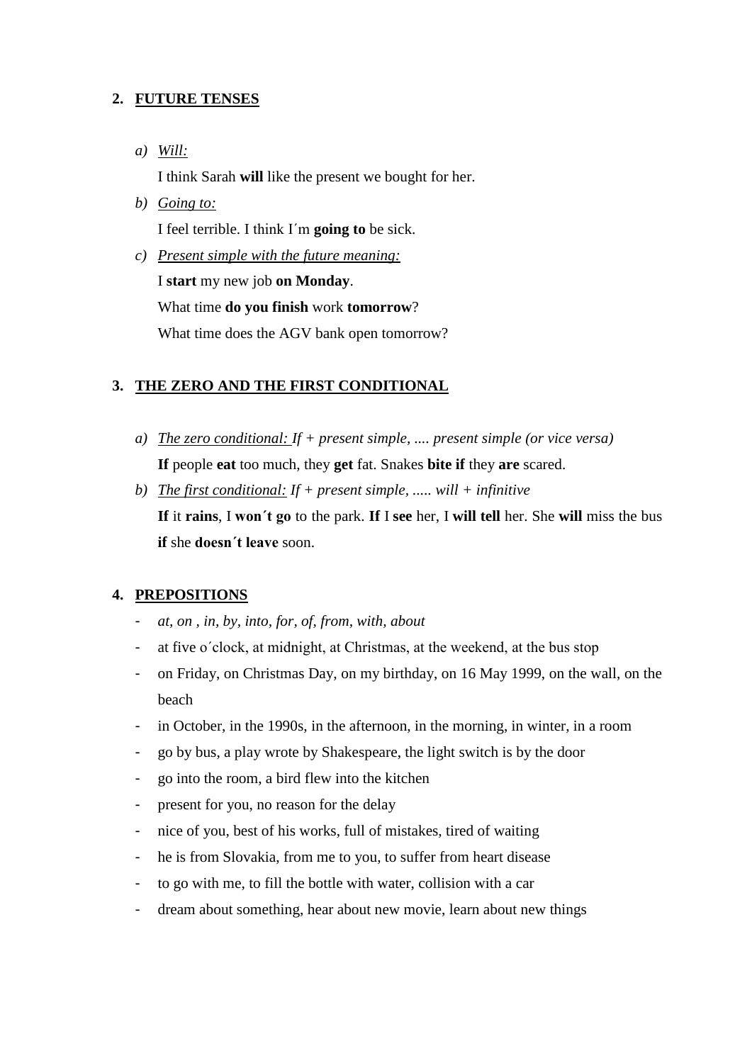## 2. FUTURE TENSES

a) *Will:*

I think Sarah **will** like the present we bought for her.

b) *Going to:*

I feel terrible. I think I´m **going to** be sick.

c) *Present simple with the future meaning:*

I **start** my new job **on Monday**.

What time **do you finish** work **tomorrow**?

What time does the AGV bank open tomorrow?

## 3. THE ZERO AND THE FIRST CONDITIONAL

a) *The zero conditional: If + present simple, .... present simple (or vice versa)*

**If** people **eat** too much, they **get** fat. Snakes **bite if** they **are** scared.

b) *The first conditional: If + present simple, ..... will + infinitive*

**If** it **rains**, I **won´t go** to the park. **If** I **see** her, I **will tell** her. She **will** miss the bus **if** she **doesn´t leave** soon.

## 4. PREPOSITIONS

- *at, on , in, by, into, for, of, from, with, about*
- at five o´clock, at midnight, at Christmas, at the weekend, at the bus stop
- on Friday, on Christmas Day, on my birthday, on 16 May 1999, on the wall, on the beach
- in October, in the 1990s, in the afternoon, in the morning, in winter, in a room
- go by bus, a play wrote by Shakespeare, the light switch is by the door
- go into the room, a bird flew into the kitchen
- present for you, no reason for the delay
- nice of you, best of his works, full of mistakes, tired of waiting
- he is from Slovakia, from me to you, to suffer from heart disease
- to go with me, to fill the bottle with water, collision with a car
- dream about something, hear about new movie, learn about new things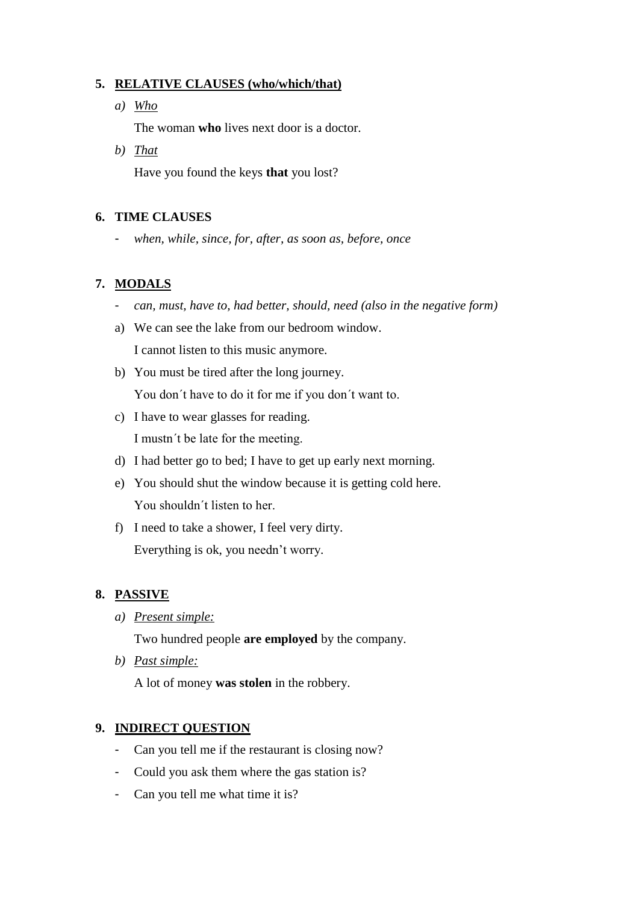## 5. RELATIVE CLAUSES (who/which/that)

a) *Who*

The woman **who** lives next door is a doctor.

b) *That*

Have you found the keys **that** you lost?

## 6. TIME CLAUSES

- *when, while, since, for, after, as soon as, before, once*

## 7. MODALS

- *can, must, have to, had better, should, need (also in the negative form)*

a) We can see the lake from our bedroom window.
   I cannot listen to this music anymore.
b) You must be tired after the long journey.
   You don´t have to do it for me if you don´t want to.
c) I have to wear glasses for reading.
   I mustn´t be late for the meeting.
d) I had better go to bed; I have to get up early next morning.
e) You should shut the window because it is getting cold here.
   You shouldn´t listen to her.
f) I need to take a shower, I feel very dirty.
   Everything is ok, you needn't worry.

## 8. PASSIVE

a) *Present simple:*

Two hundred people **are employed** by the company.

b) *Past simple:*

A lot of money **was stolen** in the robbery.

## 9. INDIRECT QUESTION

- Can you tell me if the restaurant is closing now?
- Could you ask them where the gas station is?
- Can you tell me what time it is?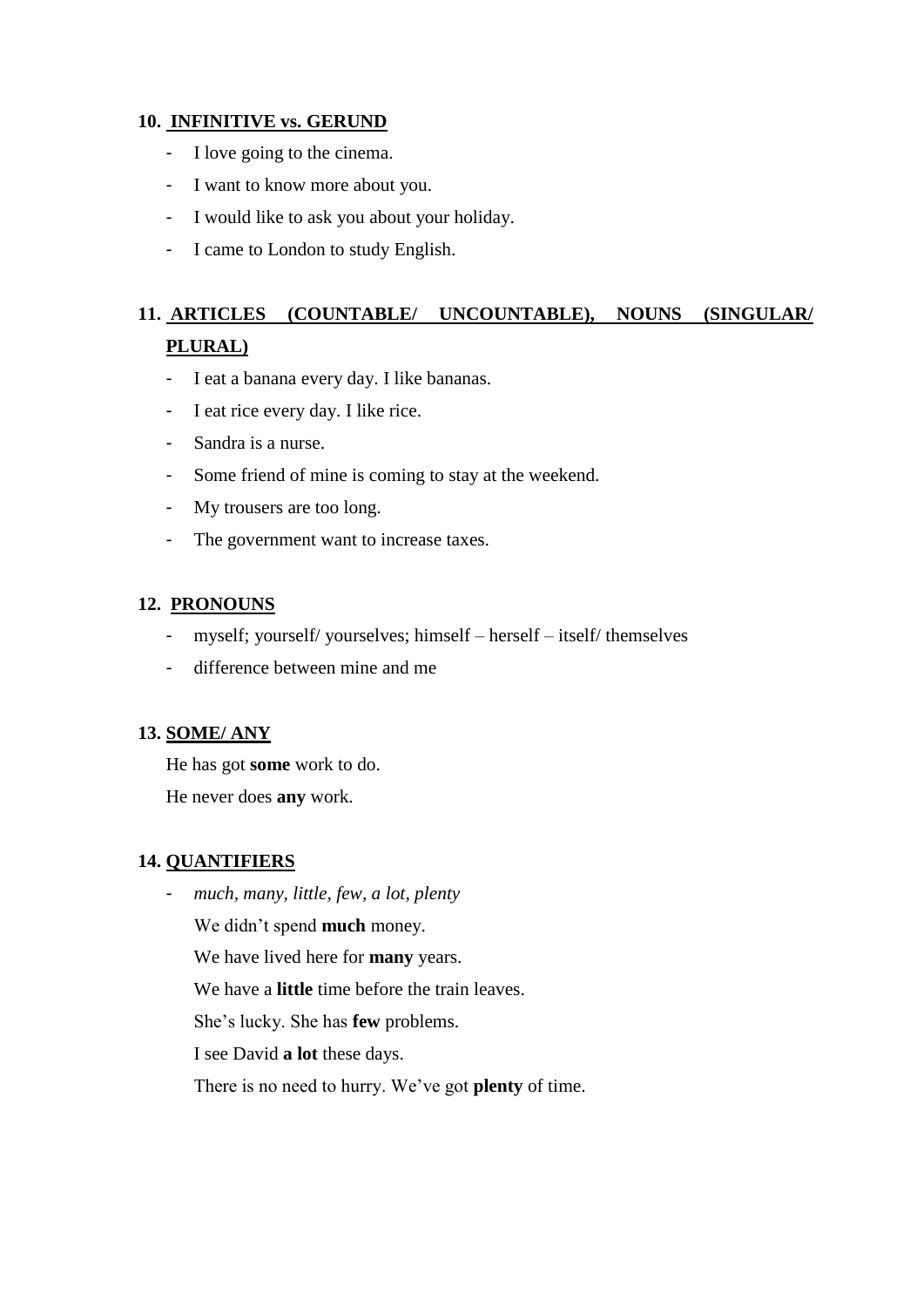## 10. INFINITIVE vs. GERUND

- I love going to the cinema.
- I want to know more about you.
- I would like to ask you about your holiday.
- I came to London to study English.

## 11. ARTICLES (COUNTABLE/ UNCOUNTABLE), NOUNS (SINGULAR/ PLURAL)

- I eat a banana every day. I like bananas.
- I eat rice every day. I like rice.
- Sandra is a nurse.
- Some friend of mine is coming to stay at the weekend.
- My trousers are too long.
- The government want to increase taxes.

## 12. PRONOUNS

- myself; yourself/ yourselves; himself – herself – itself/ themselves
- difference between mine and me

## 13. SOME/ ANY

He has got **some** work to do.

He never does **any** work.

## 14. QUANTIFIERS

- *much, many, little, few, a lot, plenty*

  We didn't spend **much** money.

  We have lived here for **many** years.

  We have a **little** time before the train leaves.

  She's lucky. She has **few** problems.

  I see David **a lot** these days.

  There is no need to hurry. We've got **plenty** of time.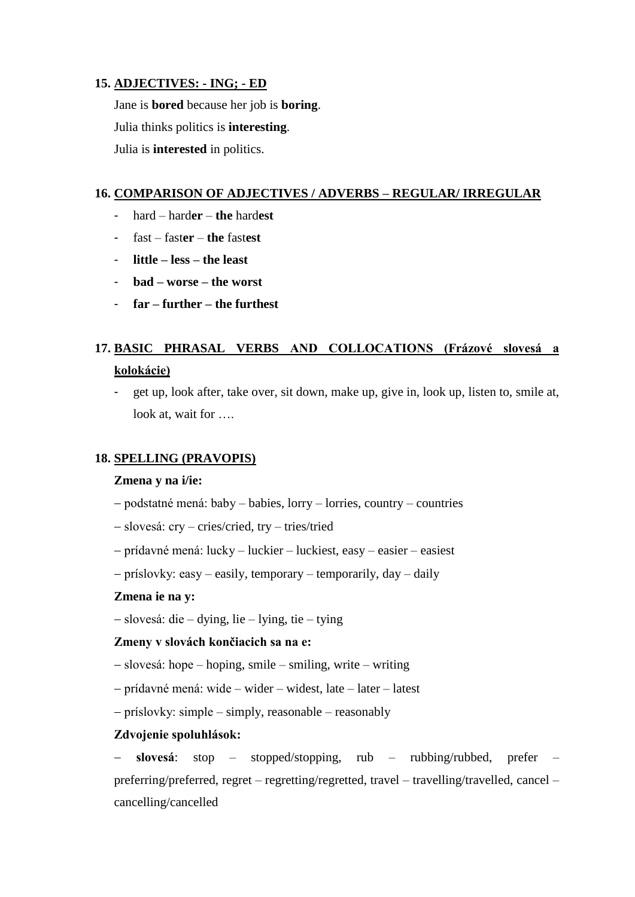**15. ADJECTIVES: - ING; - ED**

Jane is **bored** because her job is **boring**.

Julia thinks politics is **interesting**.

Julia is **interested** in politics.

**16. COMPARISON OF ADJECTIVES / ADVERBS – REGULAR/ IRREGULAR**

- hard – hard**er** – **the** hard**est**
- fast – fast**er** – **the** fast**est**
- **little – less – the least**
- **bad – worse – the worst**
- **far – further – the furthest**

**17. BASIC PHRASAL VERBS AND COLLOCATIONS (Frázové slovesá a kolokácie)**

- get up, look after, take over, sit down, make up, give in, look up, listen to, smile at, look at, wait for ….

**18. SPELLING (PRAVOPIS)**

**Zmena y na i/ie:**

– podstatné mená: baby – babies, lorry – lorries, country – countries

– slovesá: cry – cries/cried, try – tries/tried

– prídavné mená: lucky – luckier – luckiest, easy – easier – easiest

– príslovky: easy – easily, temporary – temporarily, day – daily

**Zmena ie na y:**

– slovesá: die – dying, lie – lying, tie – tying

**Zmeny v slovách končiacich sa na e:**

– slovesá: hope – hoping, smile – smiling, write – writing

– prídavné mená: wide – wider – widest, late – later – latest

– príslovky: simple – simply, reasonable – reasonably

**Zdvojenie spoluhlások:**

– **slovesá**: stop – stopped/stopping, rub – rubbing/rubbed, prefer – preferring/preferred, regret – regretting/regretted, travel – travelling/travelled, cancel – cancelling/cancelled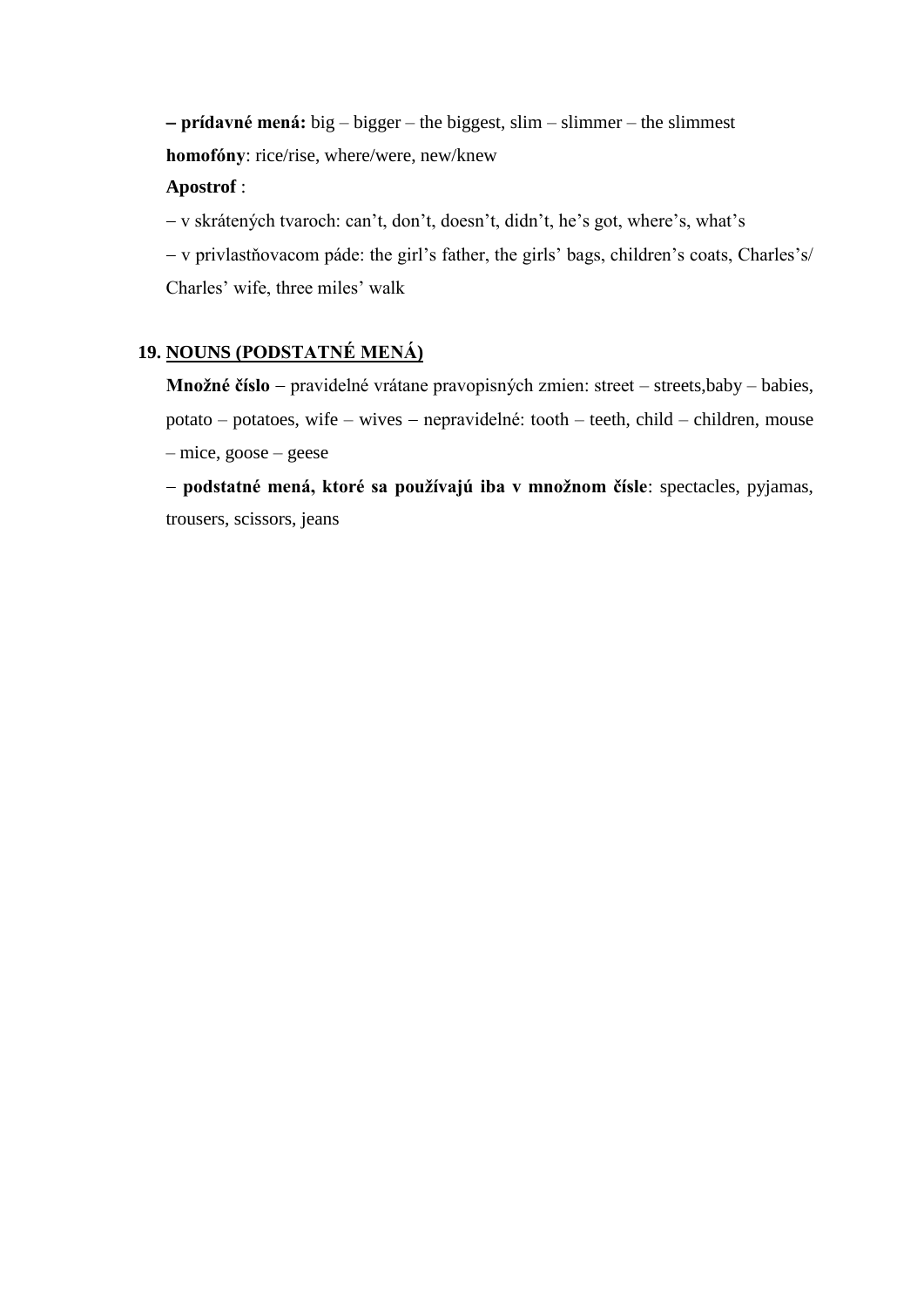– **prídavné mená:** big – bigger – the biggest, slim – slimmer – the slimmest

**homofóny**: rice/rise, where/were, new/knew

**Apostrof** :

– v skrátených tvaroch: can't, don't, doesn't, didn't, he's got, where's, what's

– v privlastňovacom páde: the girl's father, the girls' bags, children's coats, Charles's/ Charles' wife, three miles' walk

## 19. <u>NOUNS (PODSTATNÉ MENÁ)</u>

**Množné číslo** – pravidelné vrátane pravopisných zmien: street – streets,baby – babies, potato – potatoes, wife – wives – nepravidelné: tooth – teeth, child – children, mouse – mice, goose – geese

– **podstatné mená, ktoré sa používajú iba v množnom čísle**: spectacles, pyjamas, trousers, scissors, jeans